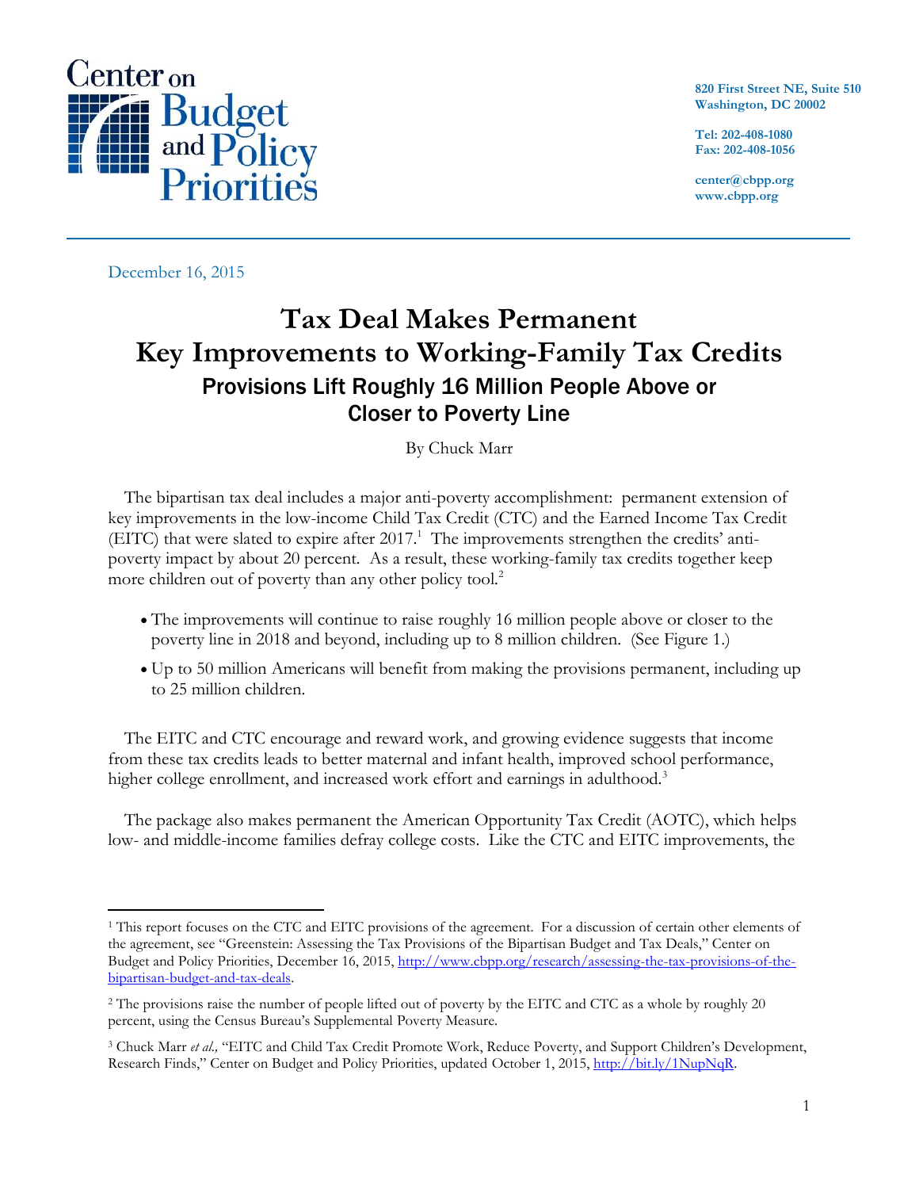Center on Budget and Policy Priorities

820 First Street NE, Suite 510
Washington, DC 20002

Tel: 202-408-1080
Fax: 202-408-1056

center@cbpp.org
www.cbpp.org

December 16, 2015

# Tax Deal Makes Permanent Key Improvements to Working-Family Tax Credits

## Provisions Lift Roughly 16 Million People Above or Closer to Poverty Line

By Chuck Marr

The bipartisan tax deal includes a major anti-poverty accomplishment: permanent extension of key improvements in the low-income Child Tax Credit (CTC) and the Earned Income Tax Credit (EITC) that were slated to expire after 2017.[1] The improvements strengthen the credits' anti-poverty impact by about 20 percent. As a result, these working-family tax credits together keep more children out of poverty than any other policy tool.[2]

- The improvements will continue to raise roughly 16 million people above or closer to the poverty line in 2018 and beyond, including up to 8 million children. (See Figure 1.)
- Up to 50 million Americans will benefit from making the provisions permanent, including up to 25 million children.

The EITC and CTC encourage and reward work, and growing evidence suggests that income from these tax credits leads to better maternal and infant health, improved school performance, higher college enrollment, and increased work effort and earnings in adulthood.[3]

The package also makes permanent the American Opportunity Tax Credit (AOTC), which helps low- and middle-income families defray college costs. Like the CTC and EITC improvements, the

---

[1] This report focuses on the CTC and EITC provisions of the agreement. For a discussion of certain other elements of the agreement, see "Greenstein: Assessing the Tax Provisions of the Bipartisan Budget and Tax Deals," Center on Budget and Policy Priorities, December 16, 2015, http://www.cbpp.org/research/assessing-the-tax-provisions-of-the-bipartisan-budget-and-tax-deals.

[2] The provisions raise the number of people lifted out of poverty by the EITC and CTC as a whole by roughly 20 percent, using the Census Bureau's Supplemental Poverty Measure.

[3] Chuck Marr *et al.,* "EITC and Child Tax Credit Promote Work, Reduce Poverty, and Support Children's Development, Research Finds," Center on Budget and Policy Priorities, updated October 1, 2015, http://bit.ly/1NupNqR.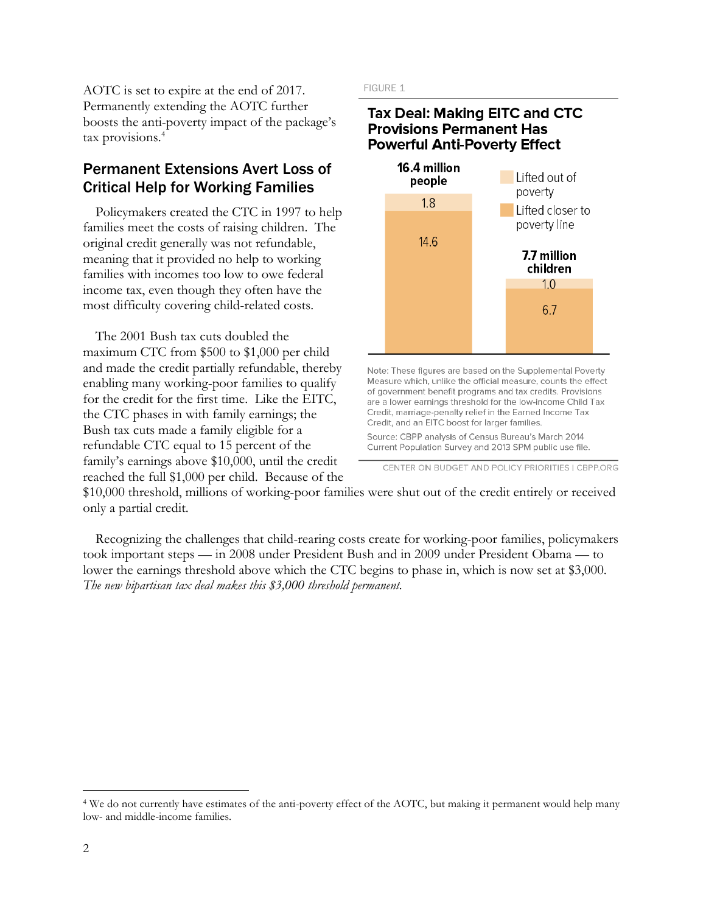AOTC is set to expire at the end of 2017. Permanently extending the AOTC further boosts the anti-poverty impact of the package's tax provisions.[4]

## Permanent Extensions Avert Loss of Critical Help for Working Families

Policymakers created the CTC in 1997 to help families meet the costs of raising children. The original credit generally was not refundable, meaning that it provided no help to working families with incomes too low to owe federal income tax, even though they often have the most difficulty covering child-related costs.

The 2001 Bush tax cuts doubled the maximum CTC from $500 to $1,000 per child and made the credit partially refundable, thereby enabling many working-poor families to qualify for the credit for the first time. Like the EITC, the CTC phases in with family earnings; the Bush tax cuts made a family eligible for a refundable CTC equal to 15 percent of the family's earnings above $10,000, until the credit reached the full $1,000 per child. Because of the $10,000 threshold, millions of working-poor families were shut out of the credit entirely or received only a partial credit.

FIGURE 1

**Tax Deal: Making EITC and CTC Provisions Permanent Has Powerful Anti-Poverty Effect**

| | 16.4 million people | 7.7 million children |
|---|---|---|
| Lifted out of poverty | 1.8 | 1.0 |
| Lifted closer to poverty line | 14.6 | 6.7 |

Note: These figures are based on the Supplemental Poverty Measure which, unlike the official measure, counts the effect of government benefit programs and tax credits. Provisions are a lower earnings threshold for the low-income Child Tax Credit, marriage-penalty relief in the Earned Income Tax Credit, and an EITC boost for larger families.

Source: CBPP analysis of Census Bureau's March 2014 Current Population Survey and 2013 SPM public use file.

CENTER ON BUDGET AND POLICY PRIORITIES | CBPP.ORG

Recognizing the challenges that child-rearing costs create for working-poor families, policymakers took important steps — in 2008 under President Bush and in 2009 under President Obama — to lower the earnings threshold above which the CTC begins to phase in, which is now set at $3,000. *The new bipartisan tax deal makes this $3,000 threshold permanent.*

---

[4] We do not currently have estimates of the anti-poverty effect of the AOTC, but making it permanent would help many low- and middle-income families.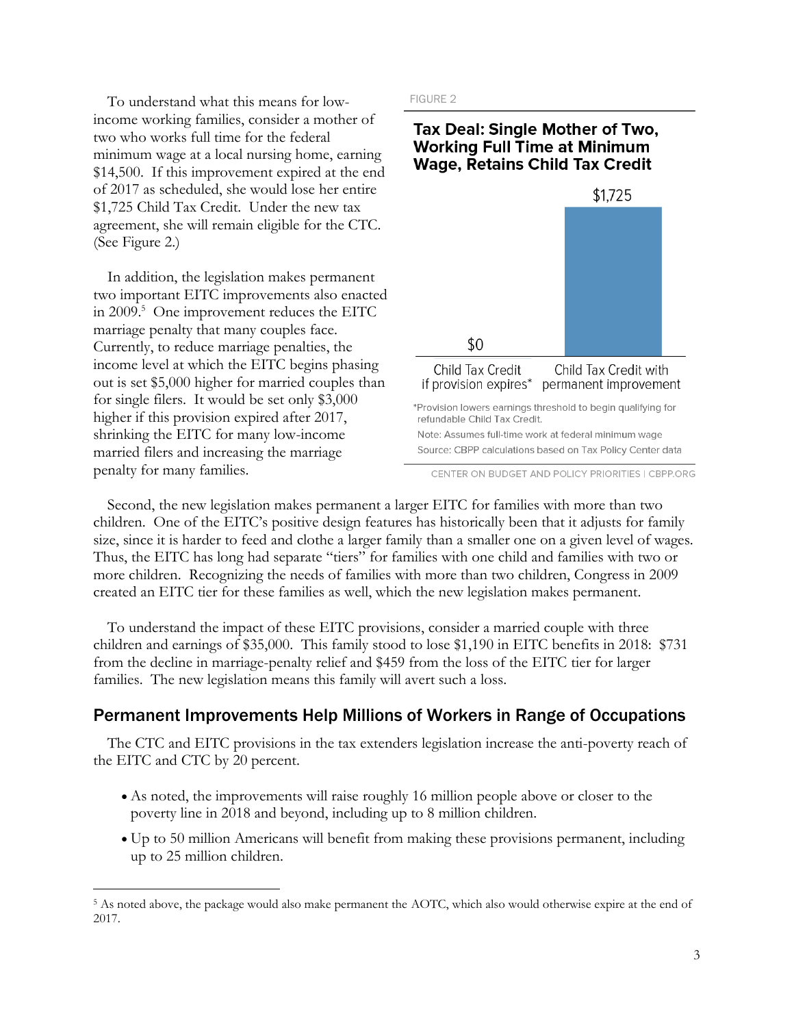To understand what this means for low-income working families, consider a mother of two who works full time for the federal minimum wage at a local nursing home, earning $14,500. If this improvement expired at the end of 2017 as scheduled, she would lose her entire $1,725 Child Tax Credit. Under the new tax agreement, she will remain eligible for the CTC. (See Figure 2.)

FIGURE 2

**Tax Deal: Single Mother of Two, Working Full Time at Minimum Wage, Retains Child Tax Credit**

| Child Tax Credit if provision expires* | Child Tax Credit with permanent improvement |
|---|---|
| $0 | $1,725 |

*Provision lowers earnings threshold to begin qualifying for refundable Child Tax Credit.

Note: Assumes full-time work at federal minimum wage

Source: CBPP calculations based on Tax Policy Center data

CENTER ON BUDGET AND POLICY PRIORITIES | CBPP.ORG

In addition, the legislation makes permanent two important EITC improvements also enacted in 2009.[5] One improvement reduces the EITC marriage penalty that many couples face. Currently, to reduce marriage penalties, the income level at which the EITC begins phasing out is set $5,000 higher for married couples than for single filers. It would be set only $3,000 higher if this provision expired after 2017, shrinking the EITC for many low-income married filers and increasing the marriage penalty for many families.

Second, the new legislation makes permanent a larger EITC for families with more than two children. One of the EITC's positive design features has historically been that it adjusts for family size, since it is harder to feed and clothe a larger family than a smaller one on a given level of wages. Thus, the EITC has long had separate "tiers" for families with one child and families with two or more children. Recognizing the needs of families with more than two children, Congress in 2009 created an EITC tier for these families as well, which the new legislation makes permanent.

To understand the impact of these EITC provisions, consider a married couple with three children and earnings of $35,000. This family stood to lose $1,190 in EITC benefits in 2018: $731 from the decline in marriage-penalty relief and $459 from the loss of the EITC tier for larger families. The new legislation means this family will avert such a loss.

## Permanent Improvements Help Millions of Workers in Range of Occupations

The CTC and EITC provisions in the tax extenders legislation increase the anti-poverty reach of the EITC and CTC by 20 percent.

- As noted, the improvements will raise roughly 16 million people above or closer to the poverty line in 2018 and beyond, including up to 8 million children.
- Up to 50 million Americans will benefit from making these provisions permanent, including up to 25 million children.

---

[5] As noted above, the package would also make permanent the AOTC, which also would otherwise expire at the end of 2017.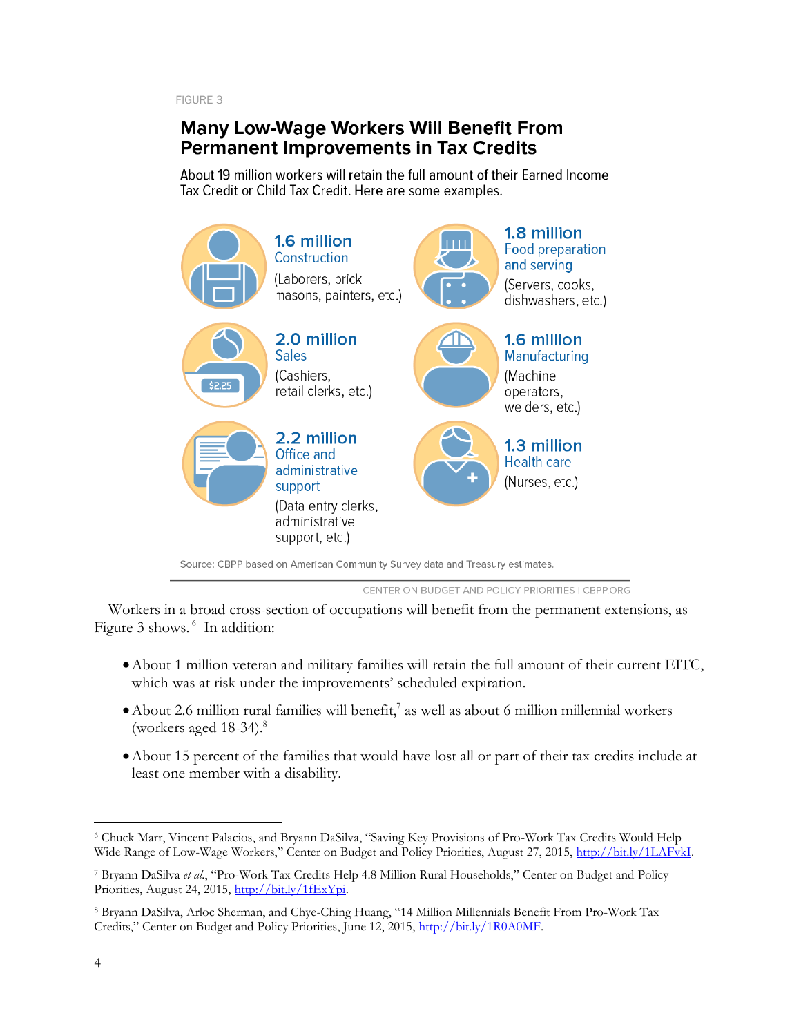FIGURE 3

## Many Low-Wage Workers Will Benefit From Permanent Improvements in Tax Credits

About 19 million workers will retain the full amount of their Earned Income Tax Credit or Child Tax Credit. Here are some examples.

1.6 million
Construction
(Laborers, brick masons, painters, etc.)

1.8 million
Food preparation and serving
(Servers, cooks, dishwashers, etc.)

2.0 million
Sales
(Cashiers, retail clerks, etc.)

$2.25

1.6 million
Manufacturing
(Machine operators, welders, etc.)

2.2 million
Office and administrative support
(Data entry clerks, administrative support, etc.)

1.3 million
Health care
(Nurses, etc.)

Source: CBPP based on American Community Survey data and Treasury estimates.

CENTER ON BUDGET AND POLICY PRIORITIES | CBPP.ORG

Workers in a broad cross-section of occupations will benefit from the permanent extensions, as Figure 3 shows.[6] In addition:

- About 1 million veteran and military families will retain the full amount of their current EITC, which was at risk under the improvements' scheduled expiration.
- About 2.6 million rural families will benefit,[7] as well as about 6 million millennial workers (workers aged 18-34).[8]
- About 15 percent of the families that would have lost all or part of their tax credits include at least one member with a disability.

---

[6] Chuck Marr, Vincent Palacios, and Bryann DaSilva, "Saving Key Provisions of Pro-Work Tax Credits Would Help Wide Range of Low-Wage Workers," Center on Budget and Policy Priorities, August 27, 2015, http://bit.ly/1LAFvkI.

[7] Bryann DaSilva *et al.*, "Pro-Work Tax Credits Help 4.8 Million Rural Households," Center on Budget and Policy Priorities, August 24, 2015, http://bit.ly/1fExYpi.

[8] Bryann DaSilva, Arloc Sherman, and Chye-Ching Huang, "14 Million Millennials Benefit From Pro-Work Tax Credits," Center on Budget and Policy Priorities, June 12, 2015, http://bit.ly/1R0A0MF.